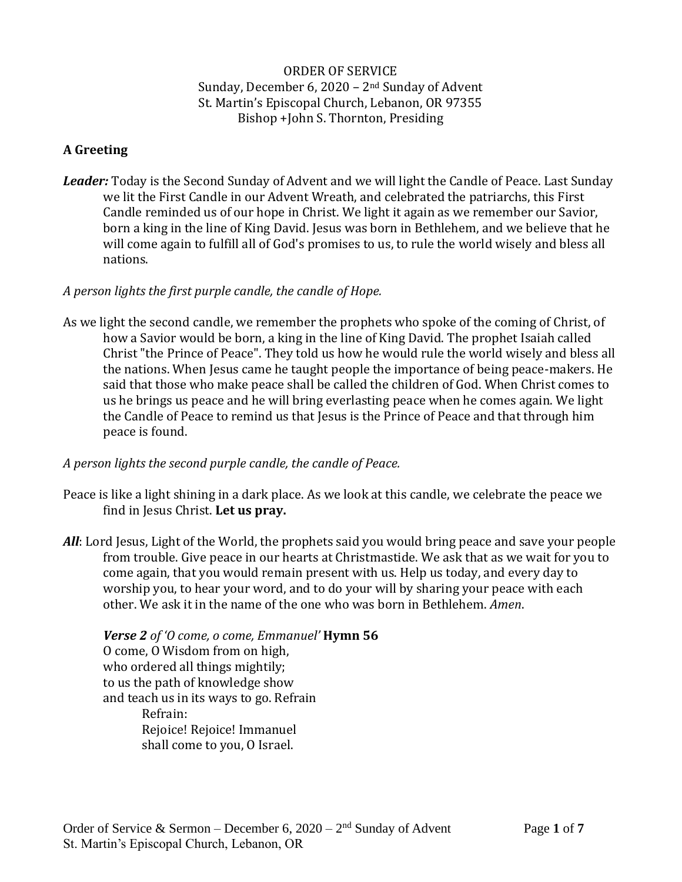ORDER OF SERVICE
Sunday, December 6, 2020 – 2nd Sunday of Advent
St. Martin's Episcopal Church, Lebanon, OR 97355
Bishop +John S. Thornton, Presiding

## A Greeting

***Leader:*** Today is the Second Sunday of Advent and we will light the Candle of Peace. Last Sunday we lit the First Candle in our Advent Wreath, and celebrated the patriarchs, this First Candle reminded us of our hope in Christ. We light it again as we remember our Savior, born a king in the line of King David. Jesus was born in Bethlehem, and we believe that he will come again to fulfill all of God's promises to us, to rule the world wisely and bless all nations.

*A person lights the first purple candle, the candle of Hope.*

As we light the second candle, we remember the prophets who spoke of the coming of Christ, of how a Savior would be born, a king in the line of King David. The prophet Isaiah called Christ "the Prince of Peace". They told us how he would rule the world wisely and bless all the nations. When Jesus came he taught people the importance of being peace-makers. He said that those who make peace shall be called the children of God. When Christ comes to us he brings us peace and he will bring everlasting peace when he comes again. We light the Candle of Peace to remind us that Jesus is the Prince of Peace and that through him peace is found.

*A person lights the second purple candle, the candle of Peace.*

Peace is like a light shining in a dark place. As we look at this candle, we celebrate the peace we find in Jesus Christ. **Let us pray.**

***All***: Lord Jesus, Light of the World, the prophets said you would bring peace and save your people from trouble. Give peace in our hearts at Christmastide. We ask that as we wait for you to come again, that you would remain present with us. Help us today, and every day to worship you, to hear your word, and to do your will by sharing your peace with each other. We ask it in the name of the one who was born in Bethlehem. *Amen*.

***Verse 2*** *of 'O come, o come, Emmanuel'* **Hymn 56**
O come, O Wisdom from on high,
who ordered all things mightily;
to us the path of knowledge show
and teach us in its ways to go. Refrain
Refrain:
Rejoice! Rejoice! Immanuel
shall come to you, O Israel.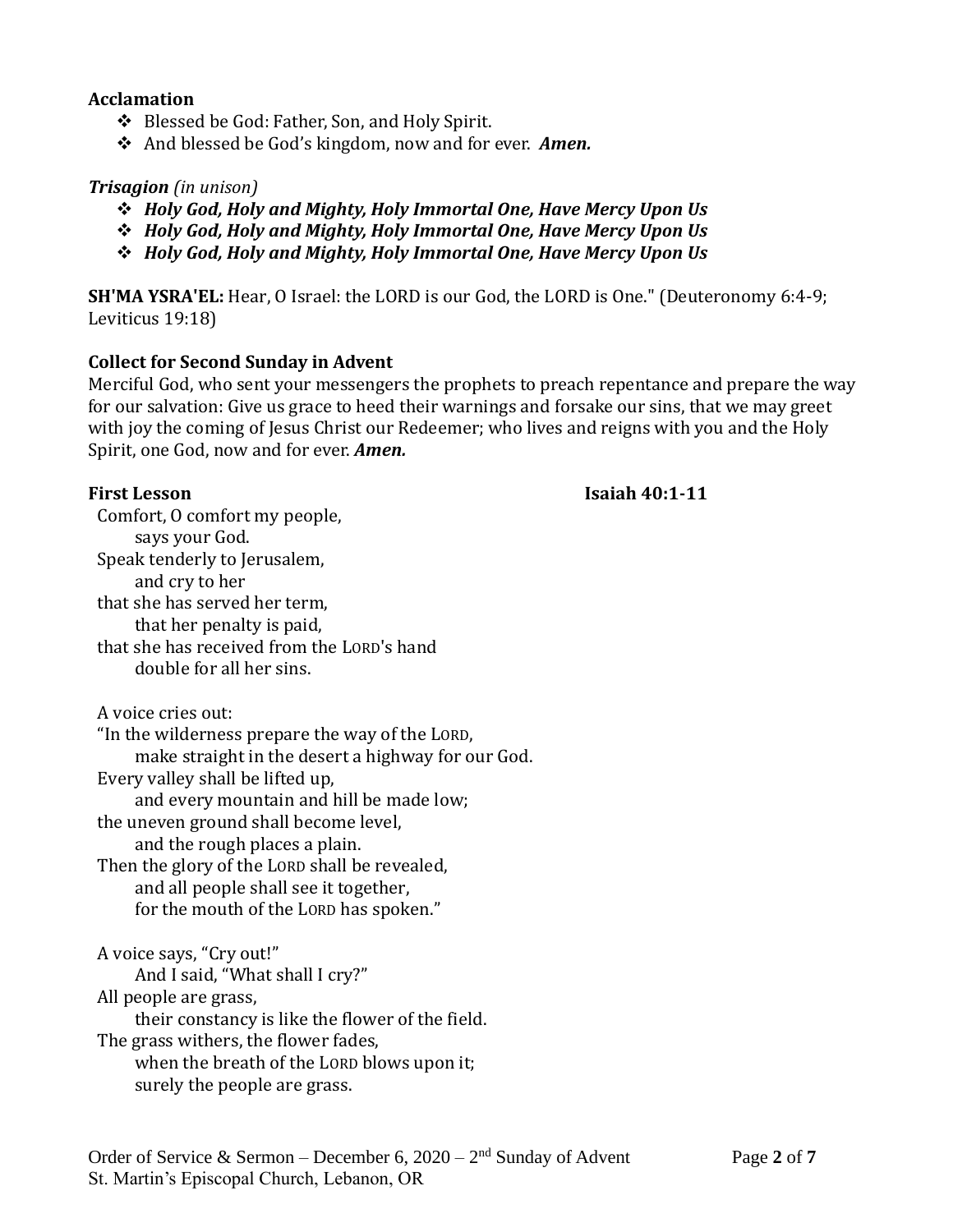**Acclamation**

- ❖ Blessed be God: Father, Son, and Holy Spirit.
- ❖ And blessed be God's kingdom, now and for ever. ***Amen.***

***Trisagion*** *(in unison)*

- ❖ ***Holy God, Holy and Mighty, Holy Immortal One, Have Mercy Upon Us***
- ❖ ***Holy God, Holy and Mighty, Holy Immortal One, Have Mercy Upon Us***
- ❖ ***Holy God, Holy and Mighty, Holy Immortal One, Have Mercy Upon Us***

**SH'MA YSRA'EL:** Hear, O Israel: the LORD is our God, the LORD is One." (Deuteronomy 6:4-9; Leviticus 19:18)

**Collect for Second Sunday in Advent**

Merciful God, who sent your messengers the prophets to preach repentance and prepare the way for our salvation: Give us grace to heed their warnings and forsake our sins, that we may greet with joy the coming of Jesus Christ our Redeemer; who lives and reigns with you and the Holy Spirit, one God, now and for ever. ***Amen.***

**First Lesson** **Isaiah 40:1-11**

Comfort, O comfort my people,
  says your God.
Speak tenderly to Jerusalem,
  and cry to her
that she has served her term,
  that her penalty is paid,
that she has received from the LORD's hand
  double for all her sins.

A voice cries out:
"In the wilderness prepare the way of the LORD,
  make straight in the desert a highway for our God.
Every valley shall be lifted up,
  and every mountain and hill be made low;
the uneven ground shall become level,
  and the rough places a plain.
Then the glory of the LORD shall be revealed,
  and all people shall see it together,
  for the mouth of the LORD has spoken."

A voice says, "Cry out!"
  And I said, "What shall I cry?"
All people are grass,
  their constancy is like the flower of the field.
The grass withers, the flower fades,
  when the breath of the LORD blows upon it;
  surely the people are grass.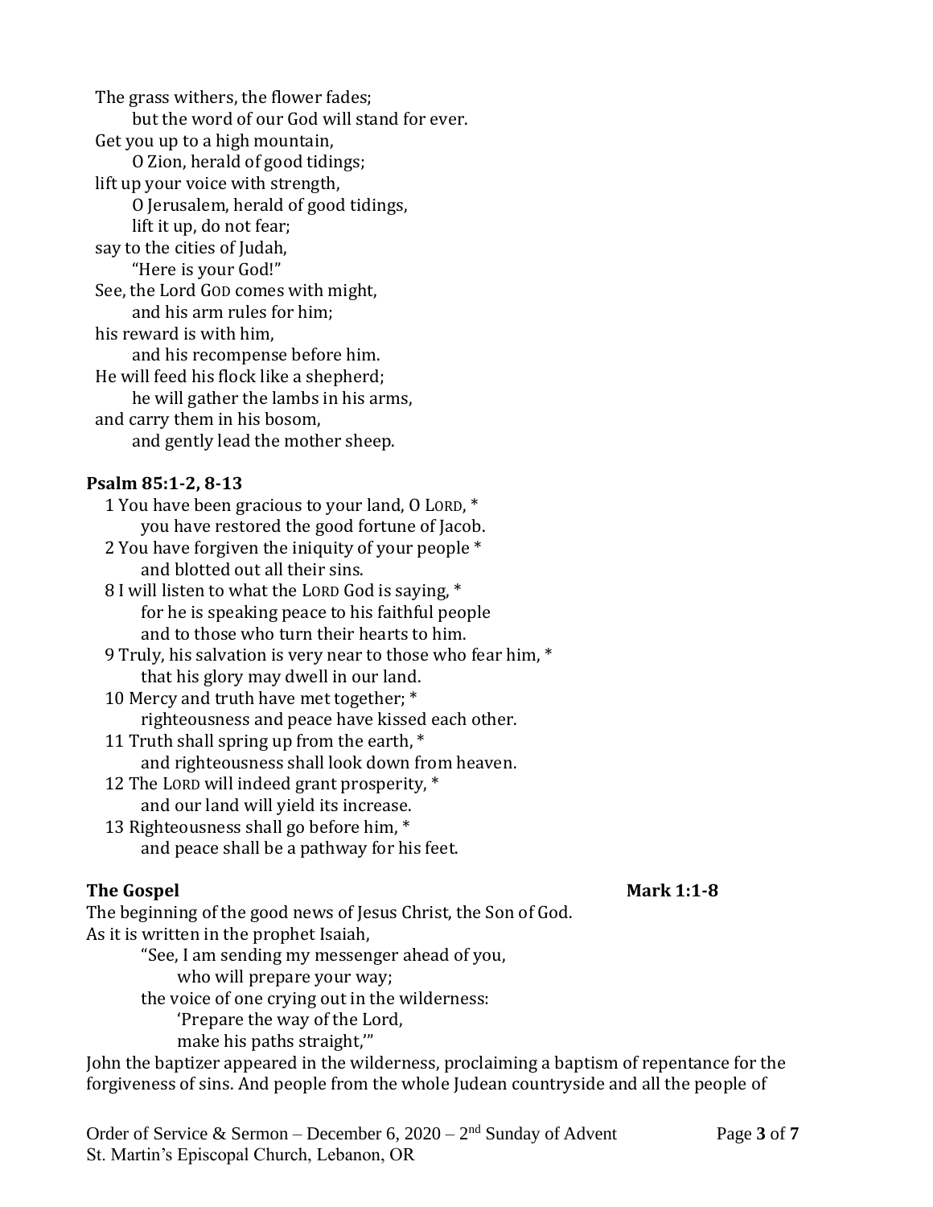The grass withers, the flower fades;
    but the word of our God will stand for ever.
Get you up to a high mountain,
    O Zion, herald of good tidings;
lift up your voice with strength,
    O Jerusalem, herald of good tidings,
    lift it up, do not fear;
say to the cities of Judah,
    "Here is your God!"
See, the Lord GOD comes with might,
    and his arm rules for him;
his reward is with him,
    and his recompense before him.
He will feed his flock like a shepherd;
    he will gather the lambs in his arms,
and carry them in his bosom,
    and gently lead the mother sheep.

**Psalm 85:1-2, 8-13**

1 You have been gracious to your land, O LORD, *
    you have restored the good fortune of Jacob.
2 You have forgiven the iniquity of your people *
    and blotted out all their sins.
8 I will listen to what the LORD God is saying, *
    for he is speaking peace to his faithful people
    and to those who turn their hearts to him.
9 Truly, his salvation is very near to those who fear him, *
    that his glory may dwell in our land.
10 Mercy and truth have met together; *
    righteousness and peace have kissed each other.
11 Truth shall spring up from the earth, *
    and righteousness shall look down from heaven.
12 The LORD will indeed grant prosperity, *
    and our land will yield its increase.
13 Righteousness shall go before him, *
    and peace shall be a pathway for his feet.

**The Gospel** **Mark 1:1-8**

The beginning of the good news of Jesus Christ, the Son of God.
As it is written in the prophet Isaiah,
    "See, I am sending my messenger ahead of you,
        who will prepare your way;
    the voice of one crying out in the wilderness:
        'Prepare the way of the Lord,
        make his paths straight,'"
John the baptizer appeared in the wilderness, proclaiming a baptism of repentance for the forgiveness of sins. And people from the whole Judean countryside and all the people of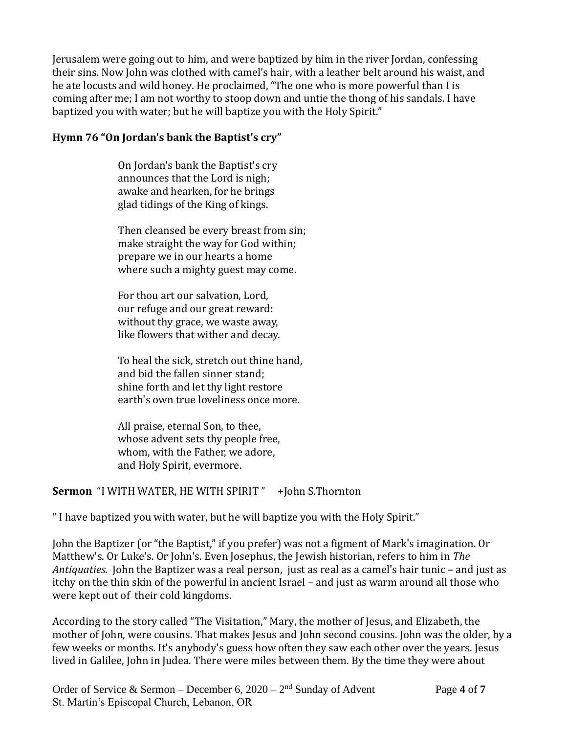Jerusalem were going out to him, and were baptized by him in the river Jordan, confessing their sins. Now John was clothed with camel's hair, with a leather belt around his waist, and he ate locusts and wild honey. He proclaimed, "The one who is more powerful than I is coming after me; I am not worthy to stoop down and untie the thong of his sandals. I have baptized you with water; but he will baptize you with the Holy Spirit."

**Hymn 76 "On Jordan's bank the Baptist's cry"**

On Jordan's bank the Baptist's cry
announces that the Lord is nigh;
awake and hearken, for he brings
glad tidings of the King of kings.

Then cleansed be every breast from sin;
make straight the way for God within;
prepare we in our hearts a home
where such a mighty guest may come.

For thou art our salvation, Lord,
our refuge and our great reward:
without thy grace, we waste away,
like flowers that wither and decay.

To heal the sick, stretch out thine hand,
and bid the fallen sinner stand;
shine forth and let thy light restore
earth's own true loveliness once more.

All praise, eternal Son, to thee,
whose advent sets thy people free,
whom, with the Father, we adore,
and Holy Spirit, evermore.

**Sermon** "I WITH WATER, HE WITH SPIRIT " +John S.Thornton

" I have baptized you with water, but he will baptize you with the Holy Spirit."

John the Baptizer (or "the Baptist," if you prefer) was not a figment of Mark's imagination. Or Matthew's. Or Luke's. Or John's. Even Josephus, the Jewish historian, refers to him in *The Antiquaties*. John the Baptizer was a real person, just as real as a camel's hair tunic – and just as itchy on the thin skin of the powerful in ancient Israel – and just as warm around all those who were kept out of their cold kingdoms.

According to the story called "The Visitation," Mary, the mother of Jesus, and Elizabeth, the mother of John, were cousins. That makes Jesus and John second cousins. John was the older, by a few weeks or months. It's anybody's guess how often they saw each other over the years. Jesus lived in Galilee, John in Judea. There were miles between them. By the time they were about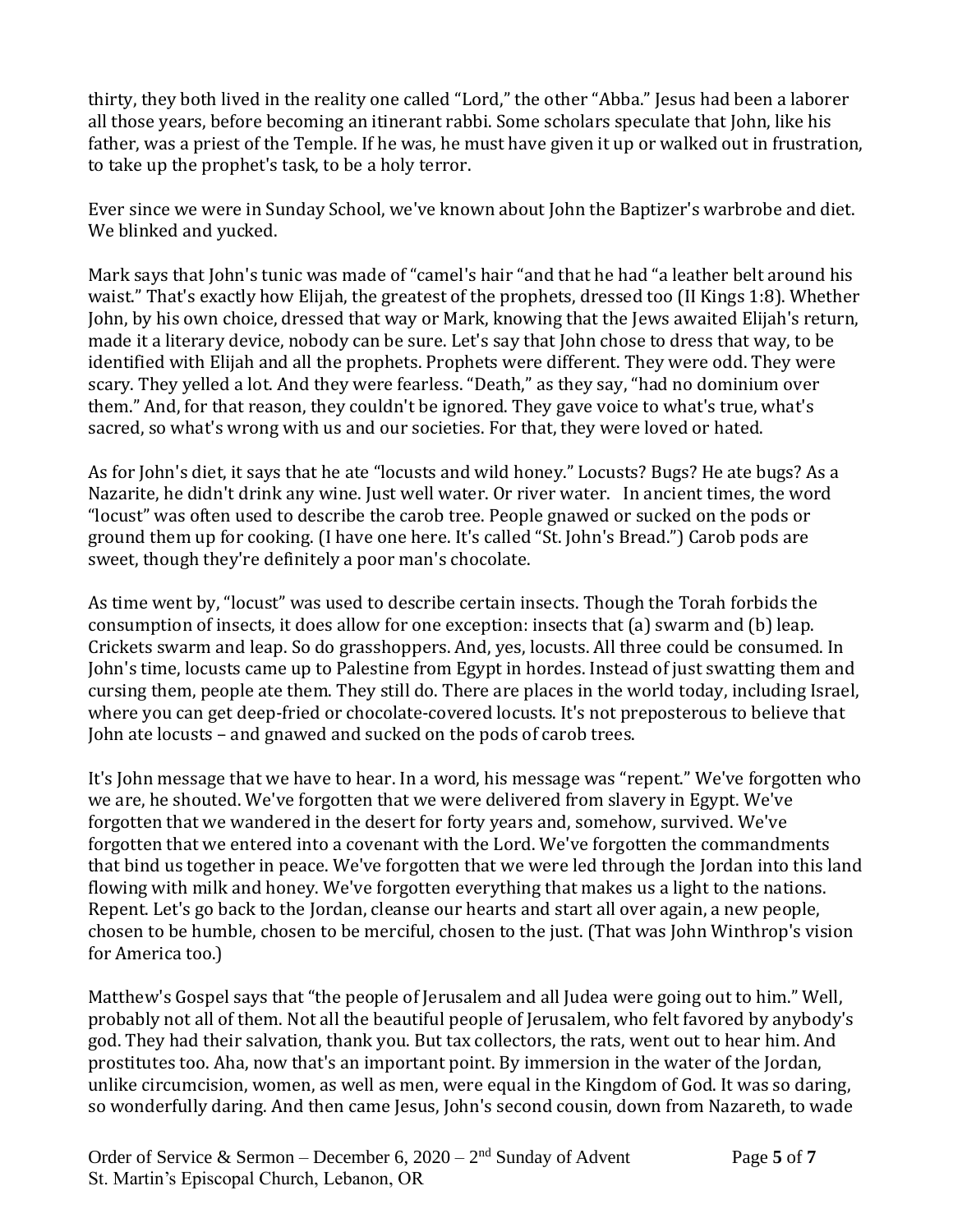thirty, they both lived in the reality one called "Lord," the other "Abba." Jesus had been a laborer all those years, before becoming an itinerant rabbi. Some scholars speculate that John, like his father, was a priest of the Temple. If he was, he must have given it up or walked out in frustration, to take up the prophet's task, to be a holy terror.

Ever since we were in Sunday School, we've known about John the Baptizer's warbrobe and diet. We blinked and yucked.

Mark says that John's tunic was made of "camel's hair "and that he had "a leather belt around his waist." That's exactly how Elijah, the greatest of the prophets, dressed too (II Kings 1:8). Whether John, by his own choice, dressed that way or Mark, knowing that the Jews awaited Elijah's return, made it a literary device, nobody can be sure. Let's say that John chose to dress that way, to be identified with Elijah and all the prophets. Prophets were different. They were odd. They were scary. They yelled a lot. And they were fearless. "Death," as they say, "had no dominium over them." And, for that reason, they couldn't be ignored. They gave voice to what's true, what's sacred, so what's wrong with us and our societies. For that, they were loved or hated.

As for John's diet, it says that he ate "locusts and wild honey." Locusts? Bugs? He ate bugs? As a Nazarite, he didn't drink any wine. Just well water. Or river water. In ancient times, the word "locust" was often used to describe the carob tree. People gnawed or sucked on the pods or ground them up for cooking. (I have one here. It's called "St. John's Bread.") Carob pods are sweet, though they're definitely a poor man's chocolate.

As time went by, "locust" was used to describe certain insects. Though the Torah forbids the consumption of insects, it does allow for one exception: insects that (a) swarm and (b) leap. Crickets swarm and leap. So do grasshoppers. And, yes, locusts. All three could be consumed. In John's time, locusts came up to Palestine from Egypt in hordes. Instead of just swatting them and cursing them, people ate them. They still do. There are places in the world today, including Israel, where you can get deep-fried or chocolate-covered locusts. It's not preposterous to believe that John ate locusts – and gnawed and sucked on the pods of carob trees.

It's John message that we have to hear. In a word, his message was "repent." We've forgotten who we are, he shouted. We've forgotten that we were delivered from slavery in Egypt. We've forgotten that we wandered in the desert for forty years and, somehow, survived. We've forgotten that we entered into a covenant with the Lord. We've forgotten the commandments that bind us together in peace. We've forgotten that we were led through the Jordan into this land flowing with milk and honey. We've forgotten everything that makes us a light to the nations. Repent. Let's go back to the Jordan, cleanse our hearts and start all over again, a new people, chosen to be humble, chosen to be merciful, chosen to the just. (That was John Winthrop's vision for America too.)

Matthew's Gospel says that "the people of Jerusalem and all Judea were going out to him." Well, probably not all of them. Not all the beautiful people of Jerusalem, who felt favored by anybody's god. They had their salvation, thank you. But tax collectors, the rats, went out to hear him. And prostitutes too. Aha, now that's an important point. By immersion in the water of the Jordan, unlike circumcision, women, as well as men, were equal in the Kingdom of God. It was so daring, so wonderfully daring. And then came Jesus, John's second cousin, down from Nazareth, to wade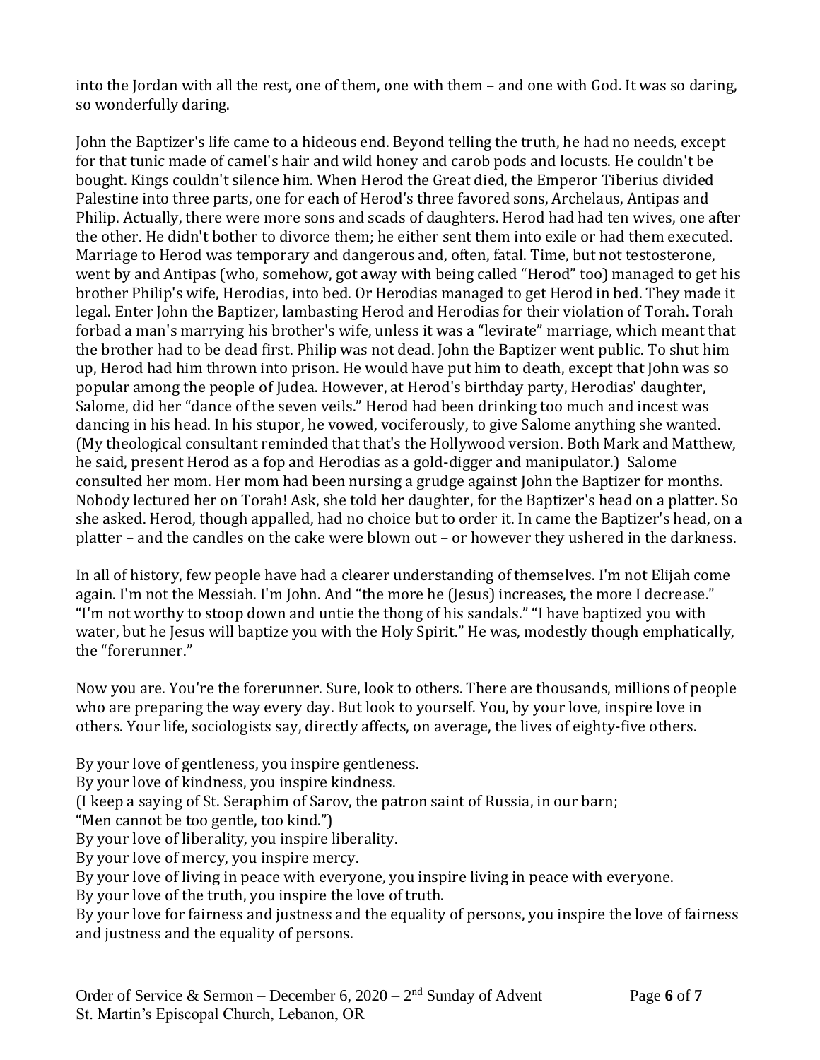into the Jordan with all the rest, one of them, one with them – and one with God. It was so daring, so wonderfully daring.

John the Baptizer's life came to a hideous end. Beyond telling the truth, he had no needs, except for that tunic made of camel's hair and wild honey and carob pods and locusts. He couldn't be bought. Kings couldn't silence him. When Herod the Great died, the Emperor Tiberius divided Palestine into three parts, one for each of Herod's three favored sons, Archelaus, Antipas and Philip. Actually, there were more sons and scads of daughters. Herod had had ten wives, one after the other. He didn't bother to divorce them; he either sent them into exile or had them executed. Marriage to Herod was temporary and dangerous and, often, fatal. Time, but not testosterone, went by and Antipas (who, somehow, got away with being called "Herod" too) managed to get his brother Philip's wife, Herodias, into bed. Or Herodias managed to get Herod in bed. They made it legal. Enter John the Baptizer, lambasting Herod and Herodias for their violation of Torah. Torah forbad a man's marrying his brother's wife, unless it was a "levirate" marriage, which meant that the brother had to be dead first. Philip was not dead. John the Baptizer went public. To shut him up, Herod had him thrown into prison. He would have put him to death, except that John was so popular among the people of Judea. However, at Herod's birthday party, Herodias' daughter, Salome, did her "dance of the seven veils." Herod had been drinking too much and incest was dancing in his head. In his stupor, he vowed, vociferously, to give Salome anything she wanted. (My theological consultant reminded that that's the Hollywood version. Both Mark and Matthew, he said, present Herod as a fop and Herodias as a gold-digger and manipulator.) Salome consulted her mom. Her mom had been nursing a grudge against John the Baptizer for months. Nobody lectured her on Torah! Ask, she told her daughter, for the Baptizer's head on a platter. So she asked. Herod, though appalled, had no choice but to order it. In came the Baptizer's head, on a platter – and the candles on the cake were blown out – or however they ushered in the darkness.

In all of history, few people have had a clearer understanding of themselves. I'm not Elijah come again. I'm not the Messiah. I'm John. And "the more he (Jesus) increases, the more I decrease." "I'm not worthy to stoop down and untie the thong of his sandals." "I have baptized you with water, but he Jesus will baptize you with the Holy Spirit." He was, modestly though emphatically, the "forerunner."

Now you are. You're the forerunner. Sure, look to others. There are thousands, millions of people who are preparing the way every day. But look to yourself. You, by your love, inspire love in others. Your life, sociologists say, directly affects, on average, the lives of eighty-five others.

By your love of gentleness, you inspire gentleness.
By your love of kindness, you inspire kindness.
(I keep a saying of St. Seraphim of Sarov, the patron saint of Russia, in our barn;
"Men cannot be too gentle, too kind.")
By your love of liberality, you inspire liberality.
By your love of mercy, you inspire mercy.
By your love of living in peace with everyone, you inspire living in peace with everyone.
By your love of the truth, you inspire the love of truth.
By your love for fairness and justness and the equality of persons, you inspire the love of fairness and justness and the equality of persons.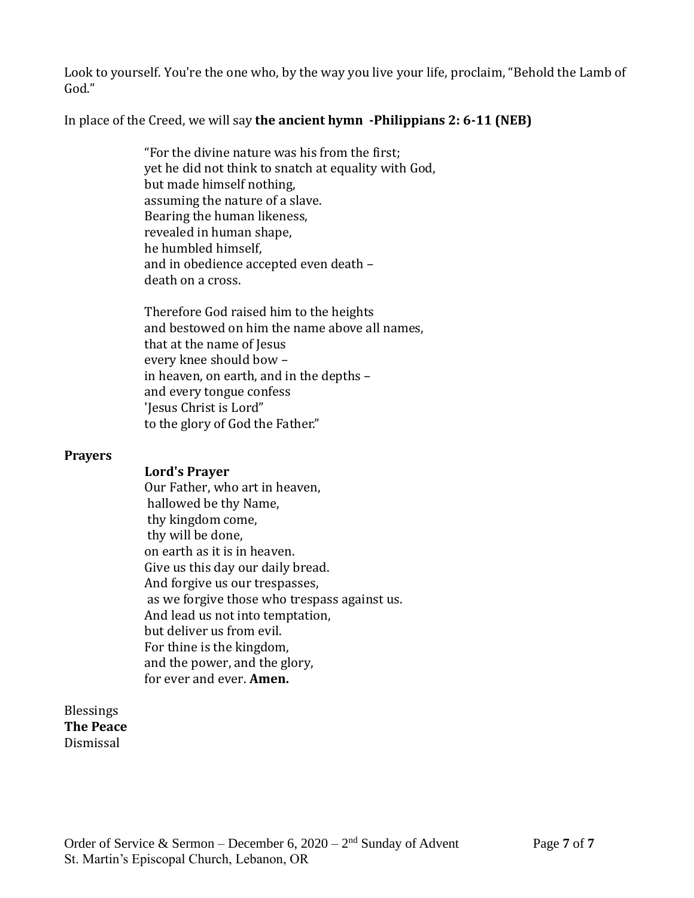Look to yourself. You're the one who, by the way you live your life, proclaim, "Behold the Lamb of God."

In place of the Creed, we will say **the ancient hymn -Philippians 2: 6-11 (NEB)**

> "For the divine nature was his from the first;
> yet he did not think to snatch at equality with God,
> but made himself nothing,
> assuming the nature of a slave.
> Bearing the human likeness,
> revealed in human shape,
> he humbled himself,
> and in obedience accepted even death –
> death on a cross.
>
> Therefore God raised him to the heights
> and bestowed on him the name above all names,
> that at the name of Jesus
> every knee should bow –
> in heaven, on earth, and in the depths –
> and every tongue confess
> 'Jesus Christ is Lord"
> to the glory of God the Father."

**Prayers**

**Lord's Prayer**

Our Father, who art in heaven,
hallowed be thy Name,
thy kingdom come,
thy will be done,
on earth as it is in heaven.
Give us this day our daily bread.
And forgive us our trespasses,
as we forgive those who trespass against us.
And lead us not into temptation,
but deliver us from evil.
For thine is the kingdom,
and the power, and the glory,
for ever and ever. **Amen.**

Blessings
**The Peace**
Dismissal